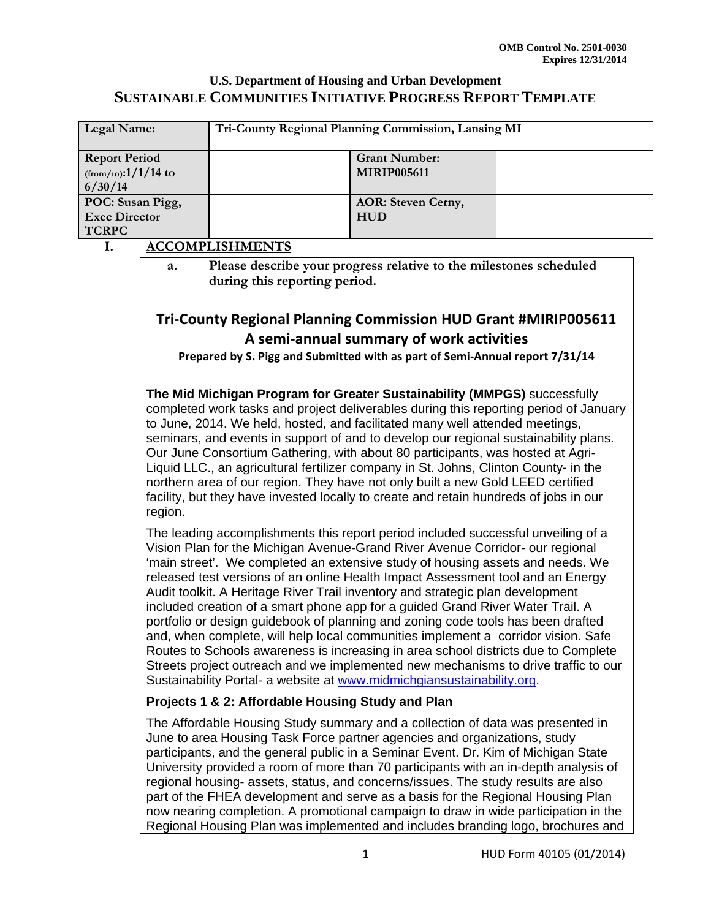OMB Control No. 2501-0030
Expires 12/31/2014

# U.S. Department of Housing and Urban Development
## SUSTAINABLE COMMUNITIES INITIATIVE PROGRESS REPORT TEMPLATE

| Legal Name: | Tri-County Regional Planning Commission, Lansing MI | | |
|---|---|---|---|
| Report Period (from/to):1/1/14 to 6/30/14 | | Grant Number: MIRIP005611 | |
| POC: Susan Pigg, Exec Director TCRPC | | AOR: Steven Cerny, HUD | |

## I. ACCOMPLISHMENTS

**a. Please describe your progress relative to the milestones scheduled during this reporting period.**

## Tri-County Regional Planning Commission HUD Grant #MIRIP005611
## A semi-annual summary of work activities

**Prepared by S. Pigg and Submitted with as part of Semi-Annual report 7/31/14**

**The Mid Michigan Program for Greater Sustainability (MMPGS)** successfully completed work tasks and project deliverables during this reporting period of January to June, 2014. We held, hosted, and facilitated many well attended meetings, seminars, and events in support of and to develop our regional sustainability plans. Our June Consortium Gathering, with about 80 participants, was hosted at Agri-Liquid LLC., an agricultural fertilizer company in St. Johns, Clinton County- in the northern area of our region. They have not only built a new Gold LEED certified facility, but they have invested locally to create and retain hundreds of jobs in our region.

The leading accomplishments this report period included successful unveiling of a Vision Plan for the Michigan Avenue-Grand River Avenue Corridor- our regional 'main street'. We completed an extensive study of housing assets and needs. We released test versions of an online Health Impact Assessment tool and an Energy Audit toolkit. A Heritage River Trail inventory and strategic plan development included creation of a smart phone app for a guided Grand River Water Trail. A portfolio or design guidebook of planning and zoning code tools has been drafted and, when complete, will help local communities implement a corridor vision. Safe Routes to Schools awareness is increasing in area school districts due to Complete Streets project outreach and we implemented new mechanisms to drive traffic to our Sustainability Portal- a website at www.midmichgiansustainability.org.

**Projects 1 & 2: Affordable Housing Study and Plan**

The Affordable Housing Study summary and a collection of data was presented in June to area Housing Task Force partner agencies and organizations, study participants, and the general public in a Seminar Event. Dr. Kim of Michigan State University provided a room of more than 70 participants with an in-depth analysis of regional housing- assets, status, and concerns/issues. The study results are also part of the FHEA development and serve as a basis for the Regional Housing Plan now nearing completion. A promotional campaign to draw in wide participation in the Regional Housing Plan was implemented and includes branding logo, brochures and

HUD Form 40105 (01/2014)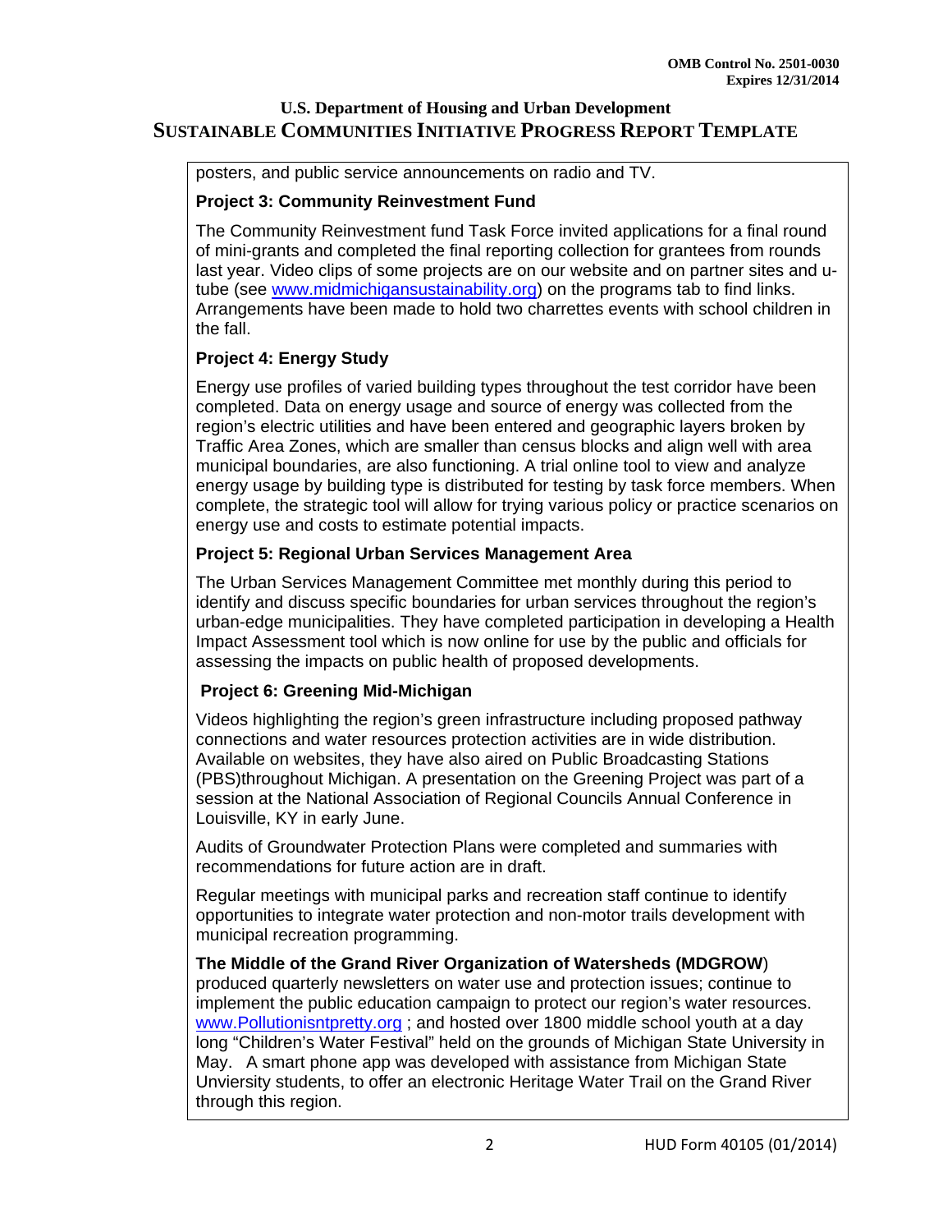posters, and public service announcements on radio and TV.

**Project 3: Community Reinvestment Fund**

The Community Reinvestment fund Task Force invited applications for a final round of mini-grants and completed the final reporting collection for grantees from rounds last year. Video clips of some projects are on our website and on partner sites and u-tube (see www.midmichigansustainability.org) on the programs tab to find links. Arrangements have been made to hold two charrettes events with school children in the fall.

**Project 4: Energy Study**

Energy use profiles of varied building types throughout the test corridor have been completed. Data on energy usage and source of energy was collected from the region's electric utilities and have been entered and geographic layers broken by Traffic Area Zones, which are smaller than census blocks and align well with area municipal boundaries, are also functioning. A trial online tool to view and analyze energy usage by building type is distributed for testing by task force members. When complete, the strategic tool will allow for trying various policy or practice scenarios on energy use and costs to estimate potential impacts.

**Project 5: Regional Urban Services Management Area**

The Urban Services Management Committee met monthly during this period to identify and discuss specific boundaries for urban services throughout the region's urban-edge municipalities. They have completed participation in developing a Health Impact Assessment tool which is now online for use by the public and officials for assessing the impacts on public health of proposed developments.

**Project 6: Greening Mid-Michigan**

Videos highlighting the region's green infrastructure including proposed pathway connections and water resources protection activities are in wide distribution. Available on websites, they have also aired on Public Broadcasting Stations (PBS)throughout Michigan. A presentation on the Greening Project was part of a session at the National Association of Regional Councils Annual Conference in Louisville, KY in early June.

Audits of Groundwater Protection Plans were completed and summaries with recommendations for future action are in draft.

Regular meetings with municipal parks and recreation staff continue to identify opportunities to integrate water protection and non-motor trails development with municipal recreation programming.

**The Middle of the Grand River Organization of Watersheds (MDGROW**) produced quarterly newsletters on water use and protection issues; continue to implement the public education campaign to protect our region's water resources. www.Pollutionisntpretty.org ; and hosted over 1800 middle school youth at a day long "Children's Water Festival" held on the grounds of Michigan State University in May. A smart phone app was developed with assistance from Michigan State Unviersity students, to offer an electronic Heritage Water Trail on the Grand River through this region.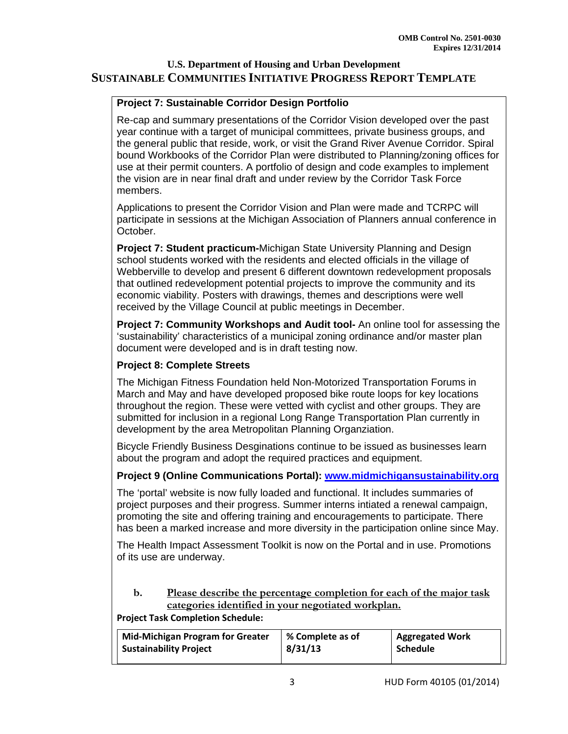**Project 7: Sustainable Corridor Design Portfolio**

Re-cap and summary presentations of the Corridor Vision developed over the past year continue with a target of municipal committees, private business groups, and the general public that reside, work, or visit the Grand River Avenue Corridor. Spiral bound Workbooks of the Corridor Plan were distributed to Planning/zoning offices for use at their permit counters. A portfolio of design and code examples to implement the vision are in near final draft and under review by the Corridor Task Force members.

Applications to present the Corridor Vision and Plan were made and TCRPC will participate in sessions at the Michigan Association of Planners annual conference in October.

**Project 7: Student practicum-**Michigan State University Planning and Design school students worked with the residents and elected officials in the village of Webberville to develop and present 6 different downtown redevelopment proposals that outlined redevelopment potential projects to improve the community and its economic viability. Posters with drawings, themes and descriptions were well received by the Village Council at public meetings in December.

**Project 7: Community Workshops and Audit tool-** An online tool for assessing the 'sustainability' characteristics of a municipal zoning ordinance and/or master plan document were developed and is in draft testing now.

**Project 8: Complete Streets**

The Michigan Fitness Foundation held Non-Motorized Transportation Forums in March and May and have developed proposed bike route loops for key locations throughout the region. These were vetted with cyclist and other groups. They are submitted for inclusion in a regional Long Range Transportation Plan currently in development by the area Metropolitan Planning Organziation.

Bicycle Friendly Business Desginations continue to be issued as businesses learn about the program and adopt the required practices and equipment.

**Project 9 (Online Communications Portal): www.midmichigansustainability.org**

The 'portal' website is now fully loaded and functional. It includes summaries of project purposes and their progress. Summer interns intiated a renewal campaign, promoting the site and offering training and encouragements to participate. There has been a marked increase and more diversity in the participation online since May.

The Health Impact Assessment Toolkit is now on the Portal and in use. Promotions of its use are underway.

b. **Please describe the percentage completion for each of the major task categories identified in your negotiated workplan.**

**Project Task Completion Schedule:**

| Mid-Michigan Program for Greater Sustainability Project | % Complete as of 8/31/13 | Aggregated Work Schedule |
|---|---|---|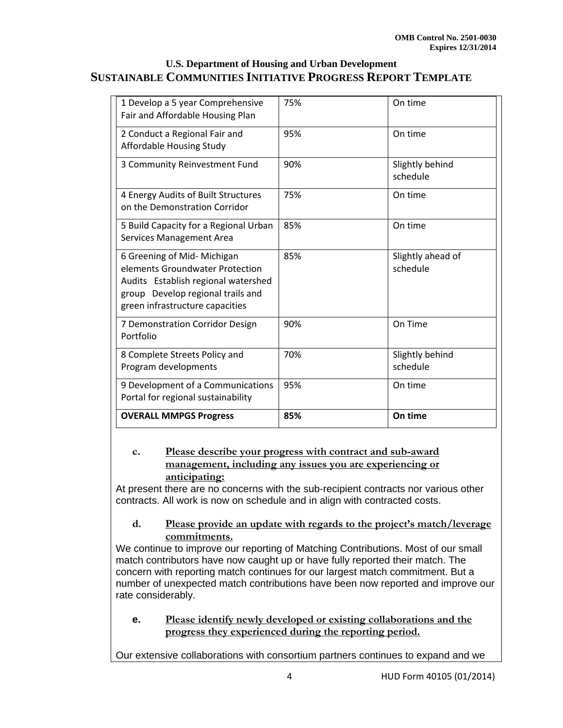| 1 Develop a 5 year Comprehensive Fair and Affordable Housing Plan | 75% | On time |
|---|---|---|
| 2 Conduct a Regional Fair and Affordable Housing Study | 95% | On time |
| 3 Community Reinvestment Fund | 90% | Slightly behind schedule |
| 4 Energy Audits of Built Structures on the Demonstration Corridor | 75% | On time |
| 5 Build Capacity for a Regional Urban Services Management Area | 85% | On time |
| 6 Greening of Mid- Michigan elements Groundwater Protection Audits Establish regional watershed group Develop regional trails and green infrastructure capacities | 85% | Slightly ahead of schedule |
| 7 Demonstration Corridor Design Portfolio | 90% | On Time |
| 8 Complete Streets Policy and Program developments | 70% | Slightly behind schedule |
| 9 Development of a Communications Portal for regional sustainability | 95% | On time |
| **OVERALL MMPGS Progress** | **85%** | **On time** |

**c. Please describe your progress with contract and sub-award management, including any issues you are experiencing or anticipating:**

At present there are no concerns with the sub-recipient contracts nor various other contracts. All work is now on schedule and in align with contracted costs.

**d. Please provide an update with regards to the project's match/leverage commitments.**

We continue to improve our reporting of Matching Contributions. Most of our small match contributors have now caught up or have fully reported their match. The concern with reporting match continues for our largest match commitment. But a number of unexpected match contributions have been now reported and improve our rate considerably.

**e. Please identify newly developed or existing collaborations and the progress they experienced during the reporting period.**

Our extensive collaborations with consortium partners continues to expand and we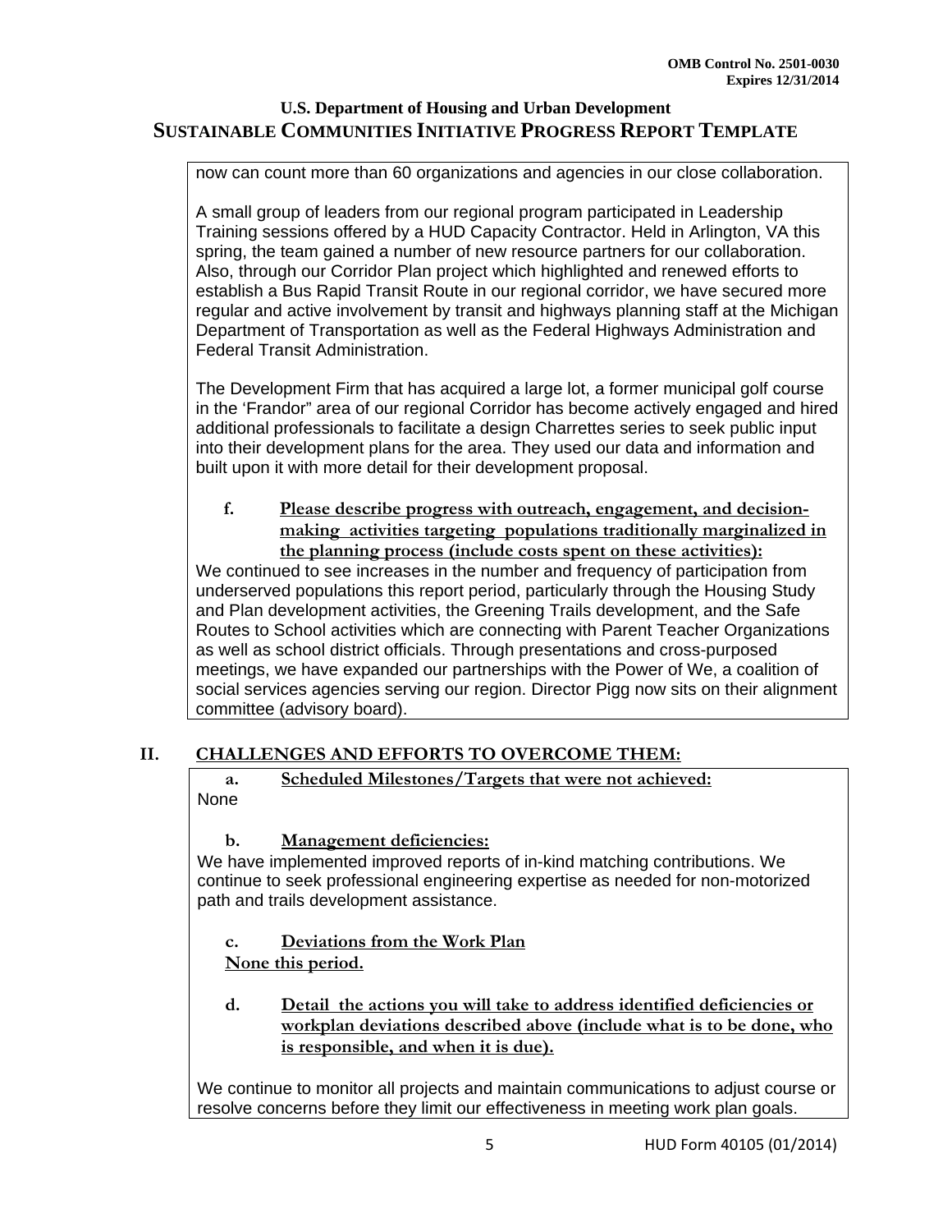now can count more than 60 organizations and agencies in our close collaboration.

A small group of leaders from our regional program participated in Leadership Training sessions offered by a HUD Capacity Contractor. Held in Arlington, VA this spring, the team gained a number of new resource partners for our collaboration. Also, through our Corridor Plan project which highlighted and renewed efforts to establish a Bus Rapid Transit Route in our regional corridor, we have secured more regular and active involvement by transit and highways planning staff at the Michigan Department of Transportation as well as the Federal Highways Administration and Federal Transit Administration.

The Development Firm that has acquired a large lot, a former municipal golf course in the 'Frandor" area of our regional Corridor has become actively engaged and hired additional professionals to facilitate a design Charrettes series to seek public input into their development plans for the area. They used our data and information and built upon it with more detail for their development proposal.

**f. Please describe progress with outreach, engagement, and decision-making activities targeting populations traditionally marginalized in the planning process (include costs spent on these activities):**

We continued to see increases in the number and frequency of participation from underserved populations this report period, particularly through the Housing Study and Plan development activities, the Greening Trails development, and the Safe Routes to School activities which are connecting with Parent Teacher Organizations as well as school district officials. Through presentations and cross-purposed meetings, we have expanded our partnerships with the Power of We, a coalition of social services agencies serving our region. Director Pigg now sits on their alignment committee (advisory board).

## II. CHALLENGES AND EFFORTS TO OVERCOME THEM:

**a. Scheduled Milestones/Targets that were not achieved:**

None

**b. Management deficiencies:**

We have implemented improved reports of in-kind matching contributions. We continue to seek professional engineering expertise as needed for non-motorized path and trails development assistance.

**c. Deviations from the Work Plan**

**None this period.**

**d. Detail the actions you will take to address identified deficiencies or workplan deviations described above (include what is to be done, who is responsible, and when it is due).**

We continue to monitor all projects and maintain communications to adjust course or resolve concerns before they limit our effectiveness in meeting work plan goals.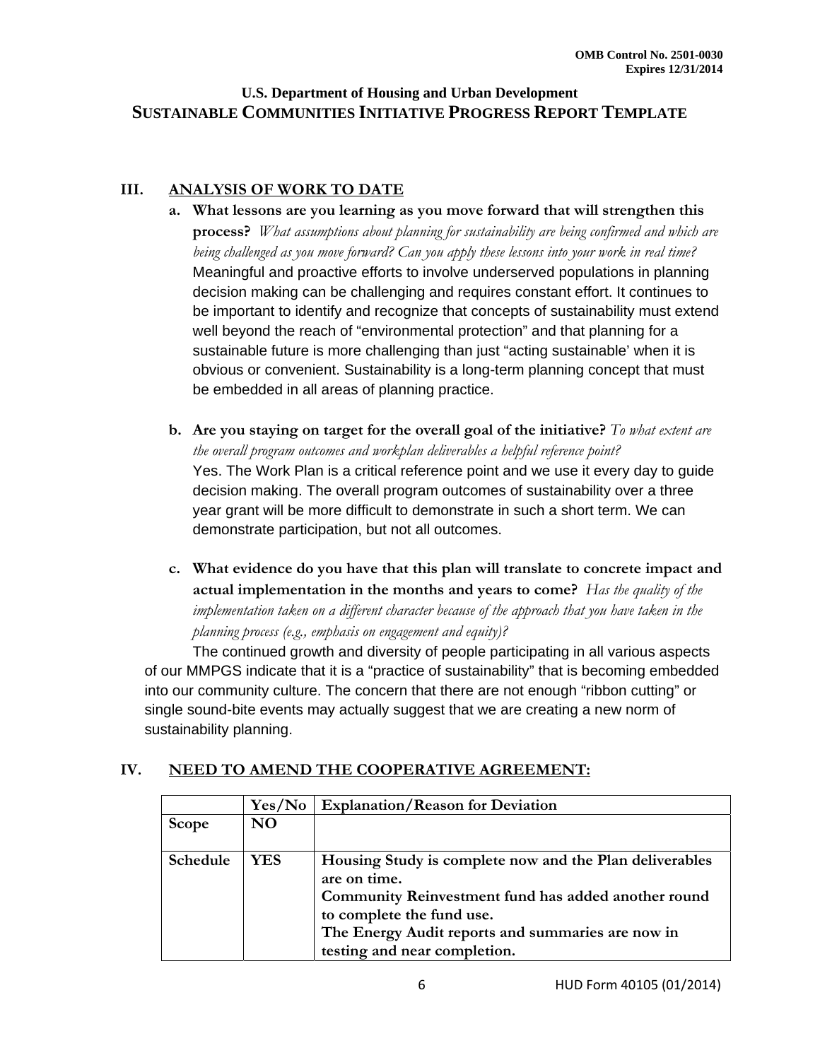**OMB Control No. 2501-0030**
**Expires 12/31/2014**

**U.S. Department of Housing and Urban Development**
**SUSTAINABLE COMMUNITIES INITIATIVE PROGRESS REPORT TEMPLATE**

## III. ANALYSIS OF WORK TO DATE

**a. What lessons are you learning as you move forward that will strengthen this process?** *What assumptions about planning for sustainability are being confirmed and which are being challenged as you move forward? Can you apply these lessons into your work in real time?*

Meaningful and proactive efforts to involve underserved populations in planning decision making can be challenging and requires constant effort. It continues to be important to identify and recognize that concepts of sustainability must extend well beyond the reach of "environmental protection" and that planning for a sustainable future is more challenging than just "acting sustainable' when it is obvious or convenient. Sustainability is a long-term planning concept that must be embedded in all areas of planning practice.

**b. Are you staying on target for the overall goal of the initiative?** *To what extent are the overall program outcomes and workplan deliverables a helpful reference point?*

Yes. The Work Plan is a critical reference point and we use it every day to guide decision making. The overall program outcomes of sustainability over a three year grant will be more difficult to demonstrate in such a short term. We can demonstrate participation, but not all outcomes.

**c. What evidence do you have that this plan will translate to concrete impact and actual implementation in the months and years to come?** *Has the quality of the implementation taken on a different character because of the approach that you have taken in the planning process (e.g., emphasis on engagement and equity)?*

The continued growth and diversity of people participating in all various aspects of our MMPGS indicate that it is a "practice of sustainability" that is becoming embedded into our community culture. The concern that there are not enough "ribbon cutting" or single sound-bite events may actually suggest that we are creating a new norm of sustainability planning.

## IV. NEED TO AMEND THE COOPERATIVE AGREEMENT:

| | Yes/No | Explanation/Reason for Deviation |
|---|---|---|
| **Scope** | **NO** | |
| **Schedule** | **YES** | **Housing Study is complete now and the Plan deliverables are on time.** **Community Reinvestment fund has added another round to complete the fund use.** **The Energy Audit reports and summaries are now in testing and near completion.** |

HUD Form 40105 (01/2014)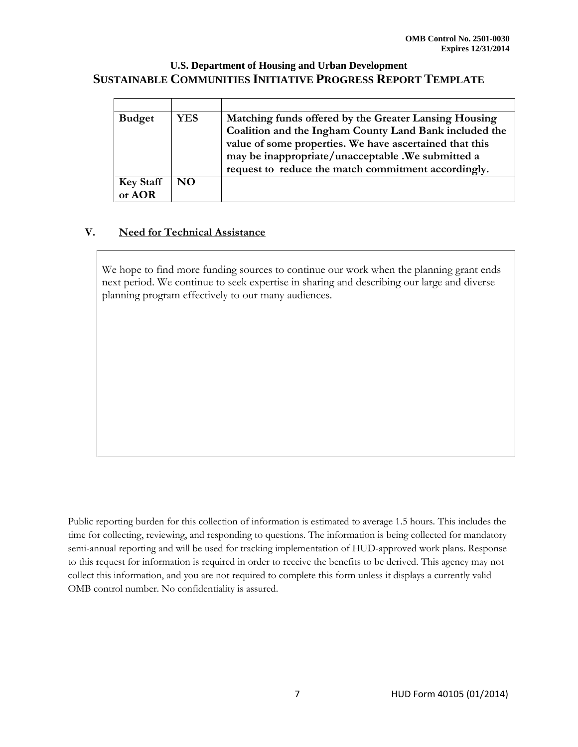| | | |
|---|---|---|
| **Budget** | **YES** | **Matching funds offered by the Greater Lansing Housing Coalition and the Ingham County Land Bank included the value of some properties. We have ascertained that this may be inappropriate/unacceptable .We submitted a request to reduce the match commitment accordingly.** |
| **Key Staff or AOR** | **NO** | |

## V. Need for Technical Assistance

We hope to find more funding sources to continue our work when the planning grant ends next period. We continue to seek expertise in sharing and describing our large and diverse planning program effectively to our many audiences.

Public reporting burden for this collection of information is estimated to average 1.5 hours. This includes the time for collecting, reviewing, and responding to questions. The information is being collected for mandatory semi-annual reporting and will be used for tracking implementation of HUD-approved work plans. Response to this request for information is required in order to receive the benefits to be derived. This agency may not collect this information, and you are not required to complete this form unless it displays a currently valid OMB control number. No confidentiality is assured.